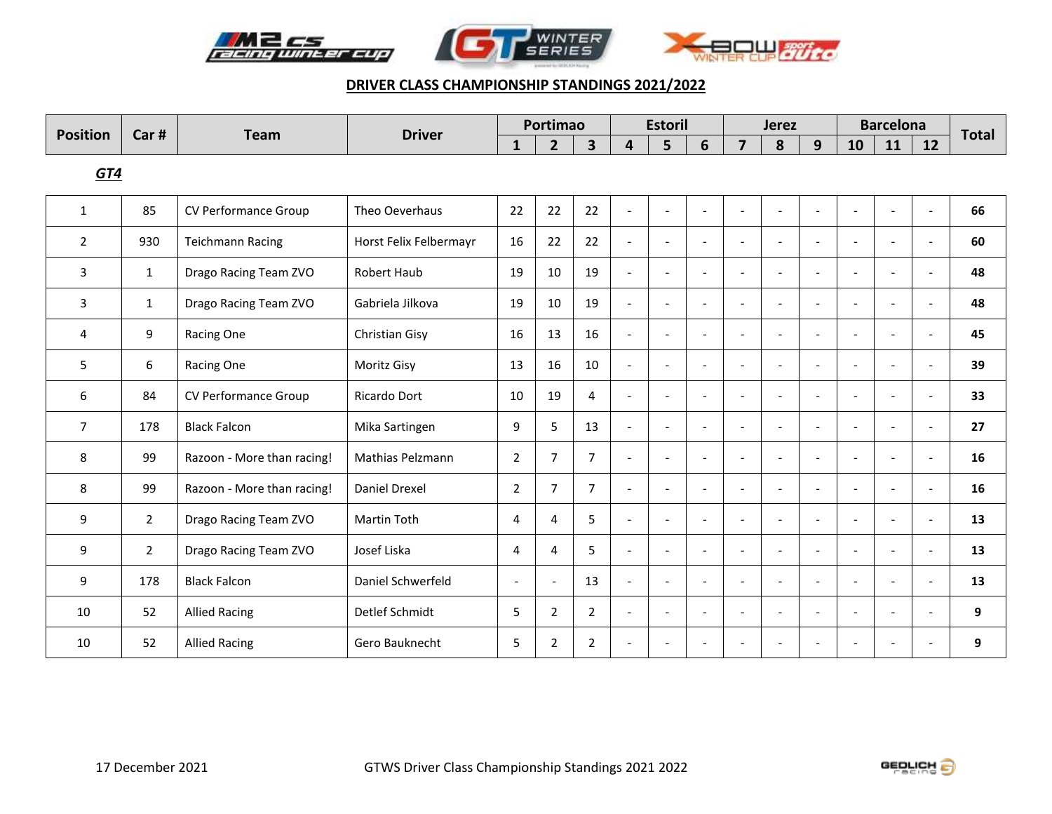## DRIVER CLASS CHAMPIONSHIP STANDINGS 2021/2022

| Position | Car # | Team | Driver | Portimao | | | Estoril | | | Jerez | | | Barcelona | | | Total |
|---|---|---|---|---|---|---|---|---|---|---|---|---|---|---|---|---|
| | | | | 1 | 2 | 3 | 4 | 5 | 6 | 7 | 8 | 9 | 10 | 11 | 12 | |
| ***GT4*** | | | | | | | | | | | | | | | | |
| 1 | 85 | CV Performance Group | Theo Oeverhaus | 22 | 22 | 22 | - | - | - | - | - | - | - | - | - | **66** |
| 2 | 930 | Teichmann Racing | Horst Felix Felbermayr | 16 | 22 | 22 | - | - | - | - | - | - | - | - | - | **60** |
| 3 | 1 | Drago Racing Team ZVO | Robert Haub | 19 | 10 | 19 | - | - | - | - | - | - | - | - | - | **48** |
| 3 | 1 | Drago Racing Team ZVO | Gabriela Jilkova | 19 | 10 | 19 | - | - | - | - | - | - | - | - | - | **48** |
| 4 | 9 | Racing One | Christian Gisy | 16 | 13 | 16 | - | - | - | - | - | - | - | - | - | **45** |
| 5 | 6 | Racing One | Moritz Gisy | 13 | 16 | 10 | - | - | - | - | - | - | - | - | - | **39** |
| 6 | 84 | CV Performance Group | Ricardo Dort | 10 | 19 | 4 | - | - | - | - | - | - | - | - | - | **33** |
| 7 | 178 | Black Falcon | Mika Sartingen | 9 | 5 | 13 | - | - | - | - | - | - | - | - | - | **27** |
| 8 | 99 | Razoon - More than racing! | Mathias Pelzmann | 2 | 7 | 7 | - | - | - | - | - | - | - | - | - | **16** |
| 8 | 99 | Razoon - More than racing! | Daniel Drexel | 2 | 7 | 7 | - | - | - | - | - | - | - | - | - | **16** |
| 9 | 2 | Drago Racing Team ZVO | Martin Toth | 4 | 4 | 5 | - | - | - | - | - | - | - | - | - | **13** |
| 9 | 2 | Drago Racing Team ZVO | Josef Liska | 4 | 4 | 5 | - | - | - | - | - | - | - | - | - | **13** |
| 9 | 178 | Black Falcon | Daniel Schwerfeld | - | - | 13 | - | - | - | - | - | - | - | - | - | **13** |
| 10 | 52 | Allied Racing | Detlef Schmidt | 5 | 2 | 2 | - | - | - | - | - | - | - | - | - | **9** |
| 10 | 52 | Allied Racing | Gero Bauknecht | 5 | 2 | 2 | - | - | - | - | - | - | - | - | - | **9** |

17 December 2021 GTWS Driver Class Championship Standings 2021 2022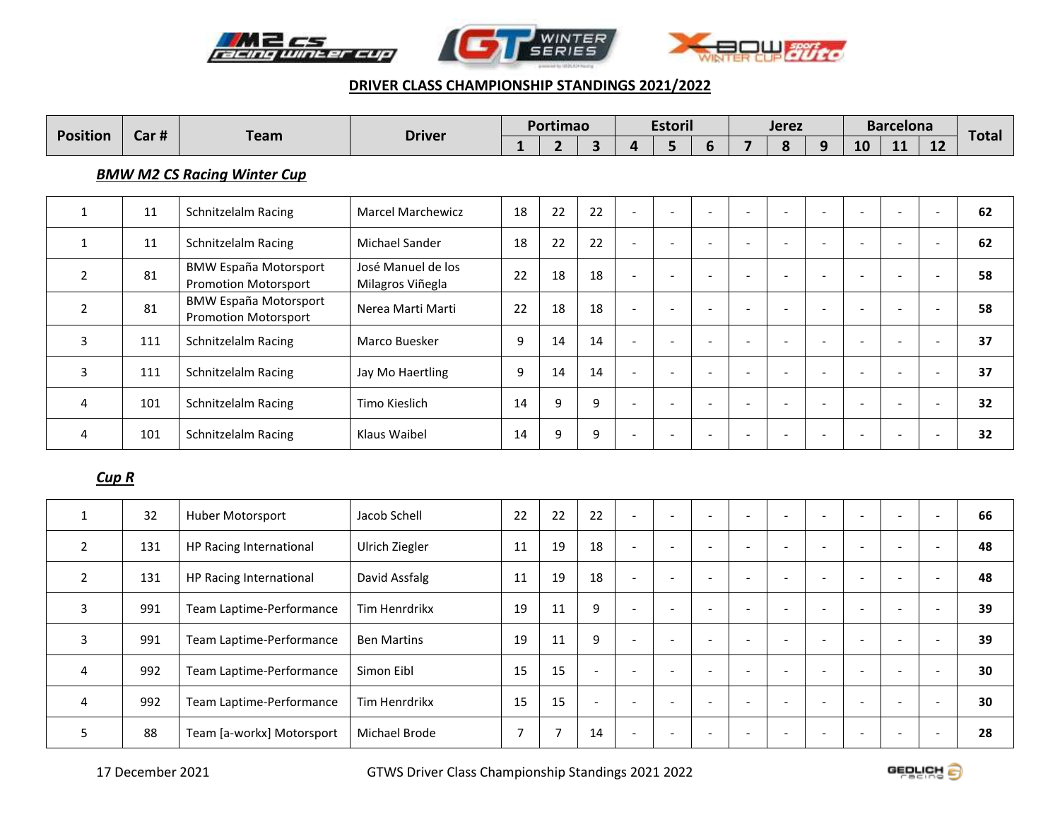## DRIVER CLASS CHAMPIONSHIP STANDINGS 2021/2022

| Position | Car # | Team | Driver | Portimao | | | Estoril | | | Jerez | | | Barcelona | | | Total |
|---|---|---|---|---|---|---|---|---|---|---|---|---|---|---|---|---|
| | | | | 1 | 2 | 3 | 4 | 5 | 6 | 7 | 8 | 9 | 10 | 11 | 12 | |

### *BMW M2 CS Racing Winter Cup*

| Position | Car # | Team | Driver | 1 | 2 | 3 | 4 | 5 | 6 | 7 | 8 | 9 | 10 | 11 | 12 | Total |
|---|---|---|---|---|---|---|---|---|---|---|---|---|---|---|---|---|
| 1 | 11 | Schnitzelalm Racing | Marcel Marchewicz | 18 | 22 | 22 | - | - | - | - | - | - | - | - | - | **62** |
| 1 | 11 | Schnitzelalm Racing | Michael Sander | 18 | 22 | 22 | - | - | - | - | - | - | - | - | - | **62** |
| 2 | 81 | BMW España Motorsport Promotion Motorsport | José Manuel de los Milagros Viñegla | 22 | 18 | 18 | - | - | - | - | - | - | - | - | - | **58** |
| 2 | 81 | BMW España Motorsport Promotion Motorsport | Nerea Marti Marti | 22 | 18 | 18 | - | - | - | - | - | - | - | - | - | **58** |
| 3 | 111 | Schnitzelalm Racing | Marco Buesker | 9 | 14 | 14 | - | - | - | - | - | - | - | - | - | **37** |
| 3 | 111 | Schnitzelalm Racing | Jay Mo Haertling | 9 | 14 | 14 | - | - | - | - | - | - | - | - | - | **37** |
| 4 | 101 | Schnitzelalm Racing | Timo Kieslich | 14 | 9 | 9 | - | - | - | - | - | - | - | - | - | **32** |
| 4 | 101 | Schnitzelalm Racing | Klaus Waibel | 14 | 9 | 9 | - | - | - | - | - | - | - | - | - | **32** |

### *Cup R*

| Position | Car # | Team | Driver | 1 | 2 | 3 | 4 | 5 | 6 | 7 | 8 | 9 | 10 | 11 | 12 | Total |
|---|---|---|---|---|---|---|---|---|---|---|---|---|---|---|---|---|
| 1 | 32 | Huber Motorsport | Jacob Schell | 22 | 22 | 22 | - | - | - | - | - | - | - | - | - | **66** |
| 2 | 131 | HP Racing International | Ulrich Ziegler | 11 | 19 | 18 | - | - | - | - | - | - | - | - | - | **48** |
| 2 | 131 | HP Racing International | David Assfalg | 11 | 19 | 18 | - | - | - | - | - | - | - | - | - | **48** |
| 3 | 991 | Team Laptime-Performance | Tim Henrdrikx | 19 | 11 | 9 | - | - | - | - | - | - | - | - | - | **39** |
| 3 | 991 | Team Laptime-Performance | Ben Martins | 19 | 11 | 9 | - | - | - | - | - | - | - | - | - | **39** |
| 4 | 992 | Team Laptime-Performance | Simon Eibl | 15 | 15 | - | - | - | - | - | - | - | - | - | - | **30** |
| 4 | 992 | Team Laptime-Performance | Tim Henrdrikx | 15 | 15 | - | - | - | - | - | - | - | - | - | - | **30** |
| 5 | 88 | Team [a-workx] Motorsport | Michael Brode | 7 | 7 | 14 | - | - | - | - | - | - | - | - | - | **28** |

17 December 2021 GTWS Driver Class Championship Standings 2021 2022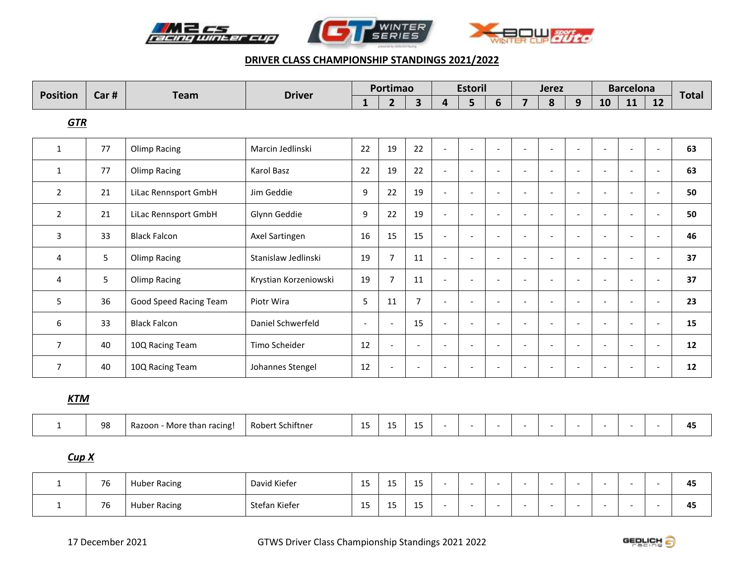## DRIVER CLASS CHAMPIONSHIP STANDINGS 2021/2022

| Position | Car # | Team | Driver | Portimao | | | Estoril | | | Jerez | | | Barcelona | | | Total |
|---|---|---|---|---|---|---|---|---|---|---|---|---|---|---|---|---|
| | | | | 1 | 2 | 3 | 4 | 5 | 6 | 7 | 8 | 9 | 10 | 11 | 12 | |
| ***GTR*** | | | | | | | | | | | | | | | | |
| 1 | 77 | Olimp Racing | Marcin Jedlinski | 22 | 19 | 22 | - | - | - | - | - | - | - | - | - | **63** |
| 1 | 77 | Olimp Racing | Karol Basz | 22 | 19 | 22 | - | - | - | - | - | - | - | - | - | **63** |
| 2 | 21 | LiLac Rennsport GmbH | Jim Geddie | 9 | 22 | 19 | - | - | - | - | - | - | - | - | - | **50** |
| 2 | 21 | LiLac Rennsport GmbH | Glynn Geddie | 9 | 22 | 19 | - | - | - | - | - | - | - | - | - | **50** |
| 3 | 33 | Black Falcon | Axel Sartingen | 16 | 15 | 15 | - | - | - | - | - | - | - | - | - | **46** |
| 4 | 5 | Olimp Racing | Stanislaw Jedlinski | 19 | 7 | 11 | - | - | - | - | - | - | - | - | - | **37** |
| 4 | 5 | Olimp Racing | Krystian Korzeniowski | 19 | 7 | 11 | - | - | - | - | - | - | - | - | - | **37** |
| 5 | 36 | Good Speed Racing Team | Piotr Wira | 5 | 11 | 7 | - | - | - | - | - | - | - | - | - | **23** |
| 6 | 33 | Black Falcon | Daniel Schwerfeld | - | - | 15 | - | - | - | - | - | - | - | - | - | **15** |
| 7 | 40 | 10Q Racing Team | Timo Scheider | 12 | - | - | - | - | - | - | - | - | - | - | - | **12** |
| 7 | 40 | 10Q Racing Team | Johannes Stengel | 12 | - | - | - | - | - | - | - | - | - | - | - | **12** |
| ***KTM*** | | | | | | | | | | | | | | | | |
| 1 | 98 | Razoon - More than racing! | Robert Schiftner | 15 | 15 | 15 | - | - | - | - | - | - | - | - | - | **45** |
| ***Cup X*** | | | | | | | | | | | | | | | | |
| 1 | 76 | Huber Racing | David Kiefer | 15 | 15 | 15 | - | - | - | - | - | - | - | - | - | **45** |
| 1 | 76 | Huber Racing | Stefan Kiefer | 15 | 15 | 15 | - | - | - | - | - | - | - | - | - | **45** |

17 December 2021

GTWS Driver Class Championship Standings 2021 2022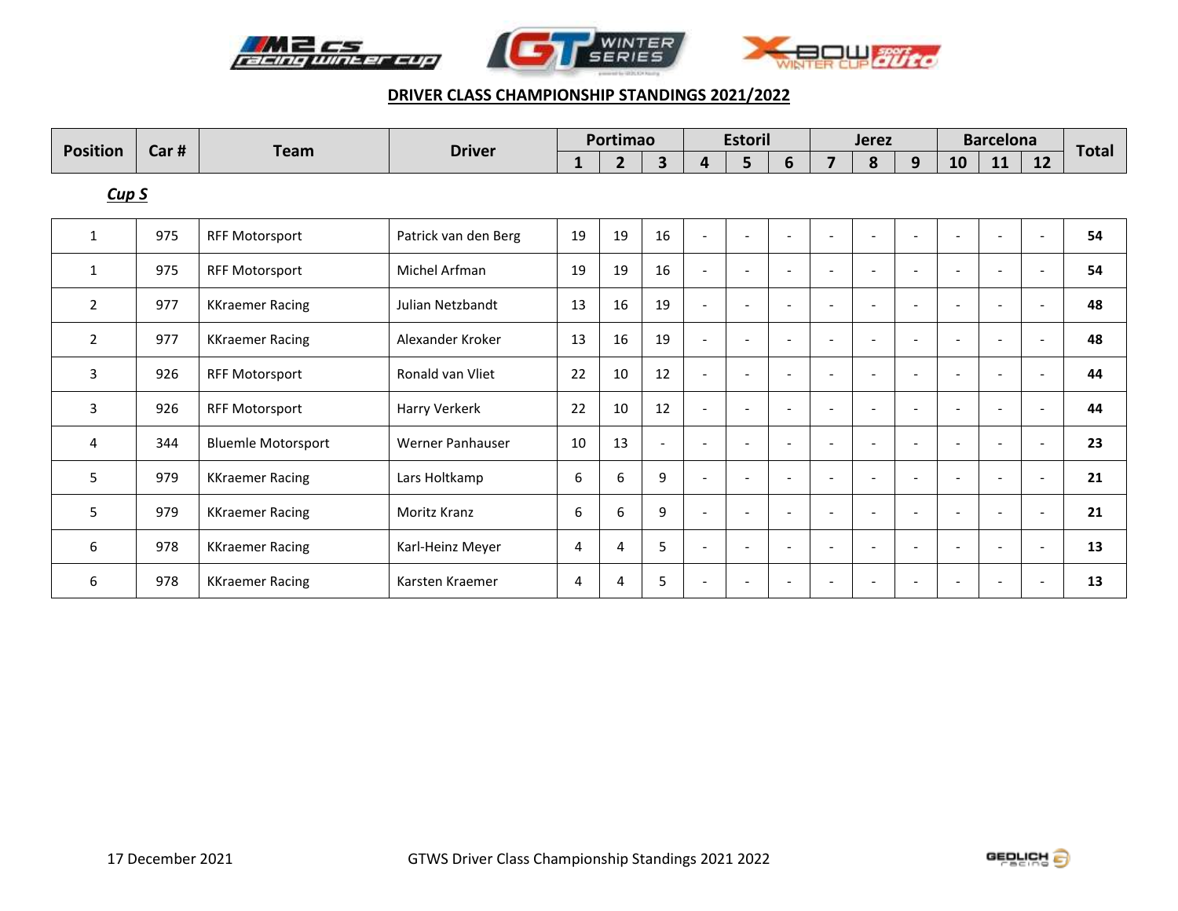## DRIVER CLASS CHAMPIONSHIP STANDINGS 2021/2022

| Position | Car # | Team | Driver | Portimao | | | Estoril | | | Jerez | | | Barcelona | | | Total |
|---|---|---|---|---|---|---|---|---|---|---|---|---|---|---|---|---|
| | | | | 1 | 2 | 3 | 4 | 5 | 6 | 7 | 8 | 9 | 10 | 11 | 12 | |
| ***Cup S*** | | | | | | | | | | | | | | | | |
| 1 | 975 | RFF Motorsport | Patrick van den Berg | 19 | 19 | 16 | - | - | - | - | - | - | - | - | - | **54** |
| 1 | 975 | RFF Motorsport | Michel Arfman | 19 | 19 | 16 | - | - | - | - | - | - | - | - | - | **54** |
| 2 | 977 | KKraemer Racing | Julian Netzbandt | 13 | 16 | 19 | - | - | - | - | - | - | - | - | - | **48** |
| 2 | 977 | KKraemer Racing | Alexander Kroker | 13 | 16 | 19 | - | - | - | - | - | - | - | - | - | **48** |
| 3 | 926 | RFF Motorsport | Ronald van Vliet | 22 | 10 | 12 | - | - | - | - | - | - | - | - | - | **44** |
| 3 | 926 | RFF Motorsport | Harry Verkerk | 22 | 10 | 12 | - | - | - | - | - | - | - | - | - | **44** |
| 4 | 344 | Bluemle Motorsport | Werner Panhauser | 10 | 13 | - | - | - | - | - | - | - | - | - | - | **23** |
| 5 | 979 | KKraemer Racing | Lars Holtkamp | 6 | 6 | 9 | - | - | - | - | - | - | - | - | - | **21** |
| 5 | 979 | KKraemer Racing | Moritz Kranz | 6 | 6 | 9 | - | - | - | - | - | - | - | - | - | **21** |
| 6 | 978 | KKraemer Racing | Karl-Heinz Meyer | 4 | 4 | 5 | - | - | - | - | - | - | - | - | - | **13** |
| 6 | 978 | KKraemer Racing | Karsten Kraemer | 4 | 4 | 5 | - | - | - | - | - | - | - | - | - | **13** |

17 December 2021 GTWS Driver Class Championship Standings 2021 2022